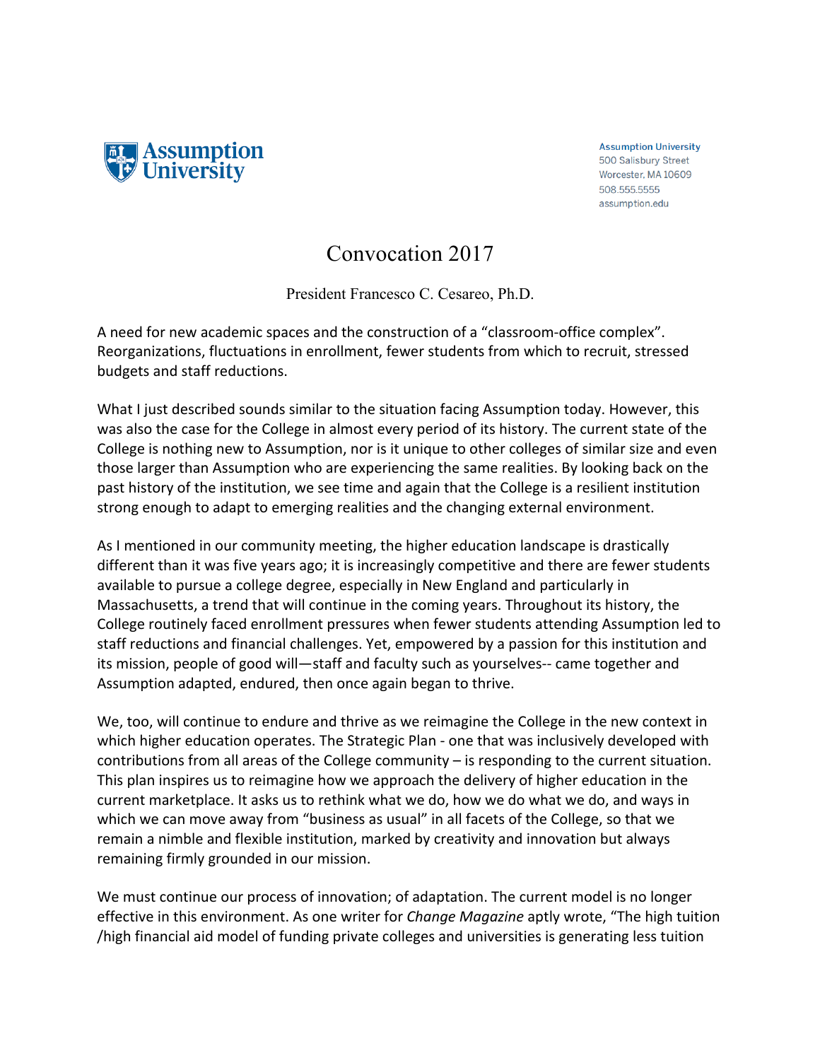Assumption University

Assumption University
500 Salisbury Street
Worcester, MA 10609
508.555.5555
assumption.edu

# Convocation 2017

President Francesco C. Cesareo, Ph.D.

A need for new academic spaces and the construction of a "classroom-office complex". Reorganizations, fluctuations in enrollment, fewer students from which to recruit, stressed budgets and staff reductions.

What I just described sounds similar to the situation facing Assumption today. However, this was also the case for the College in almost every period of its history. The current state of the College is nothing new to Assumption, nor is it unique to other colleges of similar size and even those larger than Assumption who are experiencing the same realities. By looking back on the past history of the institution, we see time and again that the College is a resilient institution strong enough to adapt to emerging realities and the changing external environment.

As I mentioned in our community meeting, the higher education landscape is drastically different than it was five years ago; it is increasingly competitive and there are fewer students available to pursue a college degree, especially in New England and particularly in Massachusetts, a trend that will continue in the coming years. Throughout its history, the College routinely faced enrollment pressures when fewer students attending Assumption led to staff reductions and financial challenges. Yet, empowered by a passion for this institution and its mission, people of good will—staff and faculty such as yourselves-- came together and Assumption adapted, endured, then once again began to thrive.

We, too, will continue to endure and thrive as we reimagine the College in the new context in which higher education operates. The Strategic Plan - one that was inclusively developed with contributions from all areas of the College community – is responding to the current situation. This plan inspires us to reimagine how we approach the delivery of higher education in the current marketplace. It asks us to rethink what we do, how we do what we do, and ways in which we can move away from "business as usual" in all facets of the College, so that we remain a nimble and flexible institution, marked by creativity and innovation but always remaining firmly grounded in our mission.

We must continue our process of innovation; of adaptation. The current model is no longer effective in this environment. As one writer for *Change Magazine* aptly wrote, "The high tuition /high financial aid model of funding private colleges and universities is generating less tuition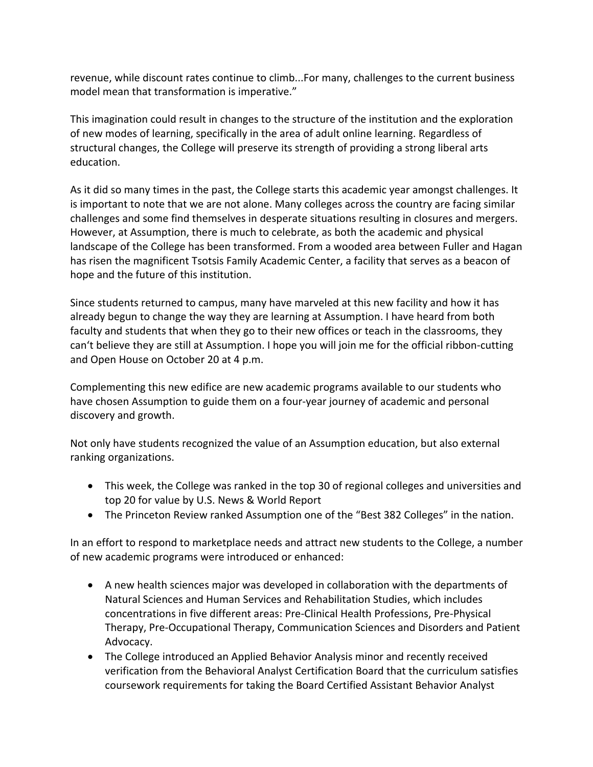revenue, while discount rates continue to climb...For many, challenges to the current business model mean that transformation is imperative."

This imagination could result in changes to the structure of the institution and the exploration of new modes of learning, specifically in the area of adult online learning. Regardless of structural changes, the College will preserve its strength of providing a strong liberal arts education.

As it did so many times in the past, the College starts this academic year amongst challenges. It is important to note that we are not alone. Many colleges across the country are facing similar challenges and some find themselves in desperate situations resulting in closures and mergers. However, at Assumption, there is much to celebrate, as both the academic and physical landscape of the College has been transformed. From a wooded area between Fuller and Hagan has risen the magnificent Tsotsis Family Academic Center, a facility that serves as a beacon of hope and the future of this institution.

Since students returned to campus, many have marveled at this new facility and how it has already begun to change the way they are learning at Assumption. I have heard from both faculty and students that when they go to their new offices or teach in the classrooms, they can't believe they are still at Assumption. I hope you will join me for the official ribbon-cutting and Open House on October 20 at 4 p.m.

Complementing this new edifice are new academic programs available to our students who have chosen Assumption to guide them on a four-year journey of academic and personal discovery and growth.

Not only have students recognized the value of an Assumption education, but also external ranking organizations.

- This week, the College was ranked in the top 30 of regional colleges and universities and top 20 for value by U.S. News & World Report
- The Princeton Review ranked Assumption one of the "Best 382 Colleges" in the nation.

In an effort to respond to marketplace needs and attract new students to the College, a number of new academic programs were introduced or enhanced:

- A new health sciences major was developed in collaboration with the departments of Natural Sciences and Human Services and Rehabilitation Studies, which includes concentrations in five different areas: Pre-Clinical Health Professions, Pre-Physical Therapy, Pre-Occupational Therapy, Communication Sciences and Disorders and Patient Advocacy.
- The College introduced an Applied Behavior Analysis minor and recently received verification from the Behavioral Analyst Certification Board that the curriculum satisfies coursework requirements for taking the Board Certified Assistant Behavior Analyst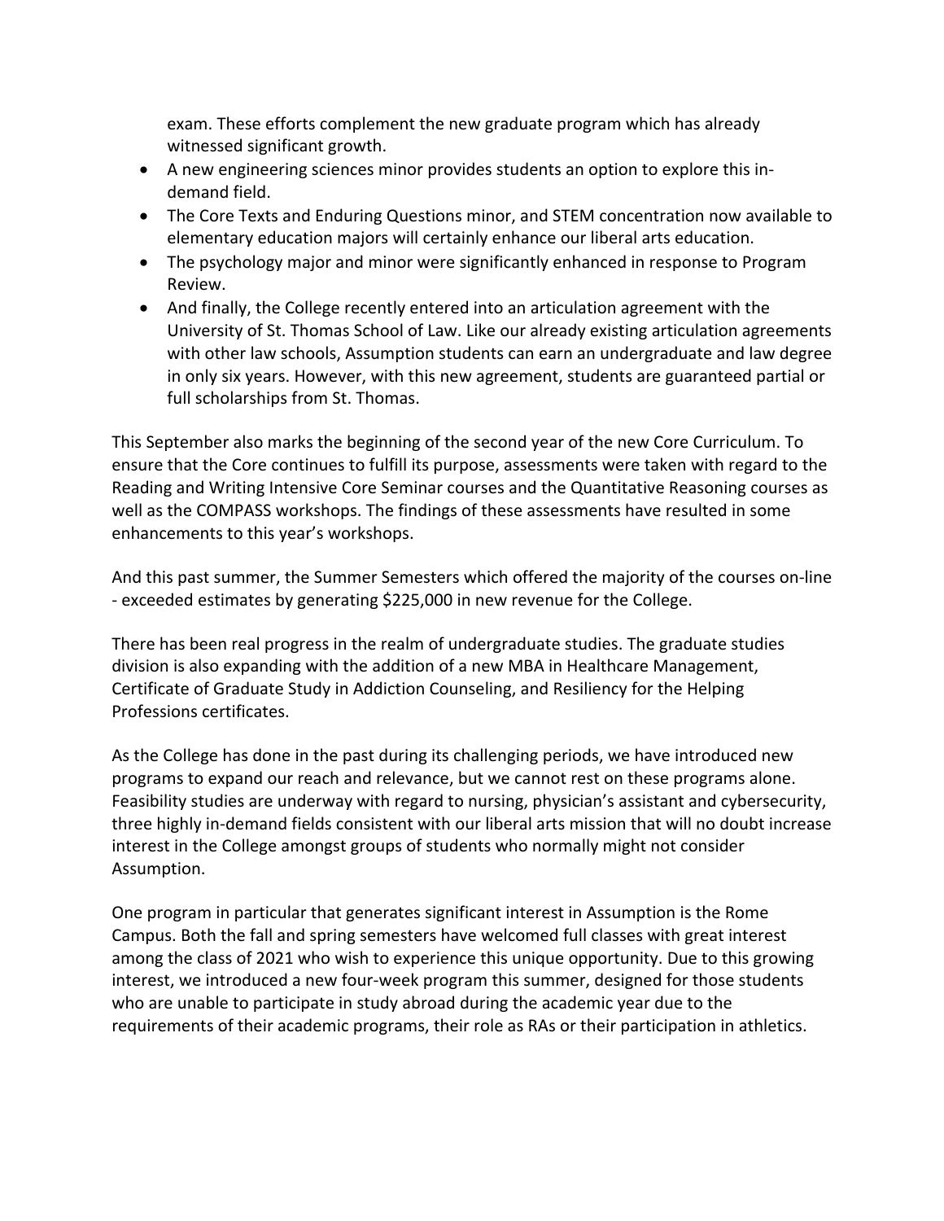exam. These efforts complement the new graduate program which has already witnessed significant growth.

- A new engineering sciences minor provides students an option to explore this in-demand field.
- The Core Texts and Enduring Questions minor, and STEM concentration now available to elementary education majors will certainly enhance our liberal arts education.
- The psychology major and minor were significantly enhanced in response to Program Review.
- And finally, the College recently entered into an articulation agreement with the University of St. Thomas School of Law. Like our already existing articulation agreements with other law schools, Assumption students can earn an undergraduate and law degree in only six years. However, with this new agreement, students are guaranteed partial or full scholarships from St. Thomas.

This September also marks the beginning of the second year of the new Core Curriculum. To ensure that the Core continues to fulfill its purpose, assessments were taken with regard to the Reading and Writing Intensive Core Seminar courses and the Quantitative Reasoning courses as well as the COMPASS workshops. The findings of these assessments have resulted in some enhancements to this year's workshops.

And this past summer, the Summer Semesters which offered the majority of the courses on-line - exceeded estimates by generating $225,000 in new revenue for the College.

There has been real progress in the realm of undergraduate studies. The graduate studies division is also expanding with the addition of a new MBA in Healthcare Management, Certificate of Graduate Study in Addiction Counseling, and Resiliency for the Helping Professions certificates.

As the College has done in the past during its challenging periods, we have introduced new programs to expand our reach and relevance, but we cannot rest on these programs alone. Feasibility studies are underway with regard to nursing, physician's assistant and cybersecurity, three highly in-demand fields consistent with our liberal arts mission that will no doubt increase interest in the College amongst groups of students who normally might not consider Assumption.

One program in particular that generates significant interest in Assumption is the Rome Campus. Both the fall and spring semesters have welcomed full classes with great interest among the class of 2021 who wish to experience this unique opportunity. Due to this growing interest, we introduced a new four-week program this summer, designed for those students who are unable to participate in study abroad during the academic year due to the requirements of their academic programs, their role as RAs or their participation in athletics.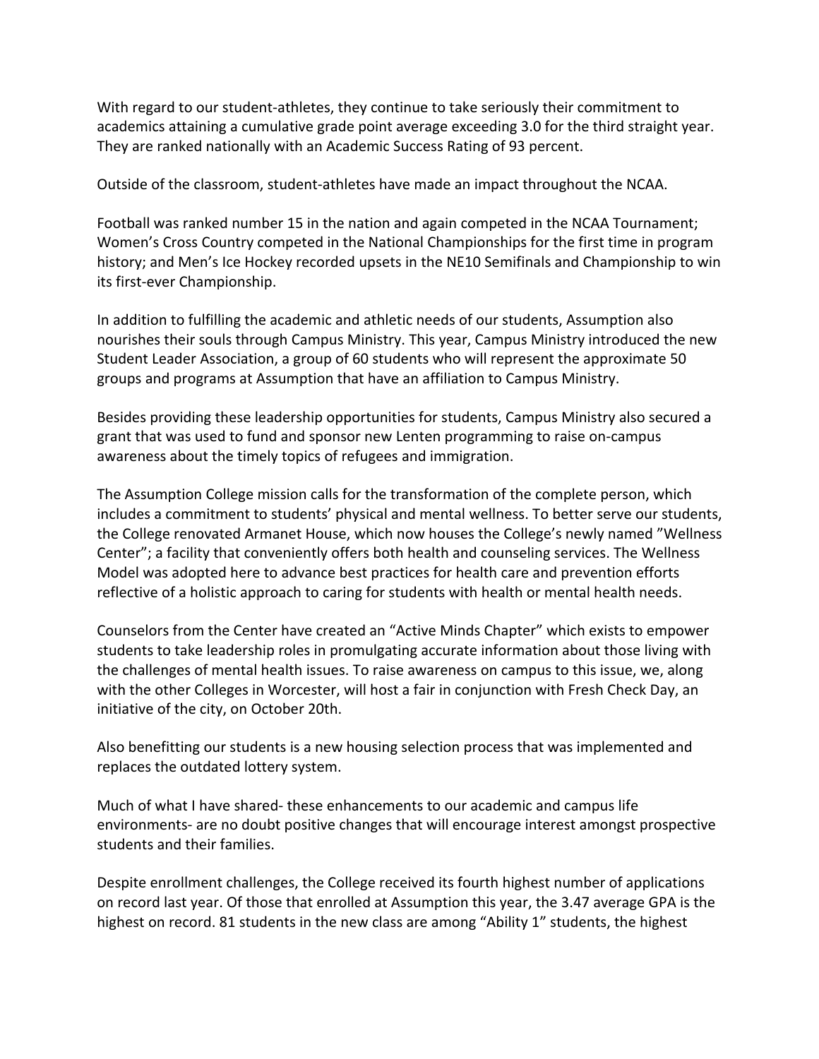With regard to our student-athletes, they continue to take seriously their commitment to academics attaining a cumulative grade point average exceeding 3.0 for the third straight year. They are ranked nationally with an Academic Success Rating of 93 percent.

Outside of the classroom, student-athletes have made an impact throughout the NCAA.

Football was ranked number 15 in the nation and again competed in the NCAA Tournament; Women's Cross Country competed in the National Championships for the first time in program history; and Men's Ice Hockey recorded upsets in the NE10 Semifinals and Championship to win its first-ever Championship.

In addition to fulfilling the academic and athletic needs of our students, Assumption also nourishes their souls through Campus Ministry. This year, Campus Ministry introduced the new Student Leader Association, a group of 60 students who will represent the approximate 50 groups and programs at Assumption that have an affiliation to Campus Ministry.

Besides providing these leadership opportunities for students, Campus Ministry also secured a grant that was used to fund and sponsor new Lenten programming to raise on-campus awareness about the timely topics of refugees and immigration.

The Assumption College mission calls for the transformation of the complete person, which includes a commitment to students' physical and mental wellness. To better serve our students, the College renovated Armanet House, which now houses the College's newly named "Wellness Center"; a facility that conveniently offers both health and counseling services. The Wellness Model was adopted here to advance best practices for health care and prevention efforts reflective of a holistic approach to caring for students with health or mental health needs.

Counselors from the Center have created an "Active Minds Chapter" which exists to empower students to take leadership roles in promulgating accurate information about those living with the challenges of mental health issues. To raise awareness on campus to this issue, we, along with the other Colleges in Worcester, will host a fair in conjunction with Fresh Check Day, an initiative of the city, on October 20th.

Also benefitting our students is a new housing selection process that was implemented and replaces the outdated lottery system.

Much of what I have shared- these enhancements to our academic and campus life environments- are no doubt positive changes that will encourage interest amongst prospective students and their families.

Despite enrollment challenges, the College received its fourth highest number of applications on record last year. Of those that enrolled at Assumption this year, the 3.47 average GPA is the highest on record. 81 students in the new class are among "Ability 1" students, the highest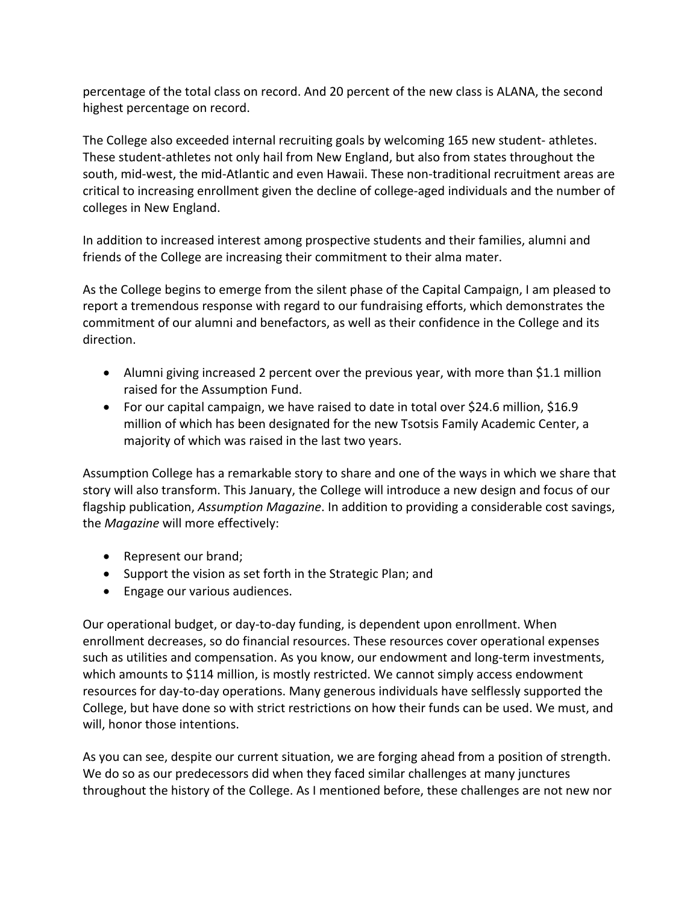percentage of the total class on record. And 20 percent of the new class is ALANA, the second highest percentage on record.

The College also exceeded internal recruiting goals by welcoming 165 new student- athletes. These student-athletes not only hail from New England, but also from states throughout the south, mid-west, the mid-Atlantic and even Hawaii. These non-traditional recruitment areas are critical to increasing enrollment given the decline of college-aged individuals and the number of colleges in New England.

In addition to increased interest among prospective students and their families, alumni and friends of the College are increasing their commitment to their alma mater.

As the College begins to emerge from the silent phase of the Capital Campaign, I am pleased to report a tremendous response with regard to our fundraising efforts, which demonstrates the commitment of our alumni and benefactors, as well as their confidence in the College and its direction.

- Alumni giving increased 2 percent over the previous year, with more than $1.1 million raised for the Assumption Fund.
- For our capital campaign, we have raised to date in total over $24.6 million, $16.9 million of which has been designated for the new Tsotsis Family Academic Center, a majority of which was raised in the last two years.

Assumption College has a remarkable story to share and one of the ways in which we share that story will also transform. This January, the College will introduce a new design and focus of our flagship publication, *Assumption Magazine*. In addition to providing a considerable cost savings, the *Magazine* will more effectively:

- Represent our brand;
- Support the vision as set forth in the Strategic Plan; and
- Engage our various audiences.

Our operational budget, or day-to-day funding, is dependent upon enrollment. When enrollment decreases, so do financial resources. These resources cover operational expenses such as utilities and compensation. As you know, our endowment and long-term investments, which amounts to $114 million, is mostly restricted. We cannot simply access endowment resources for day-to-day operations. Many generous individuals have selflessly supported the College, but have done so with strict restrictions on how their funds can be used. We must, and will, honor those intentions.

As you can see, despite our current situation, we are forging ahead from a position of strength. We do so as our predecessors did when they faced similar challenges at many junctures throughout the history of the College. As I mentioned before, these challenges are not new nor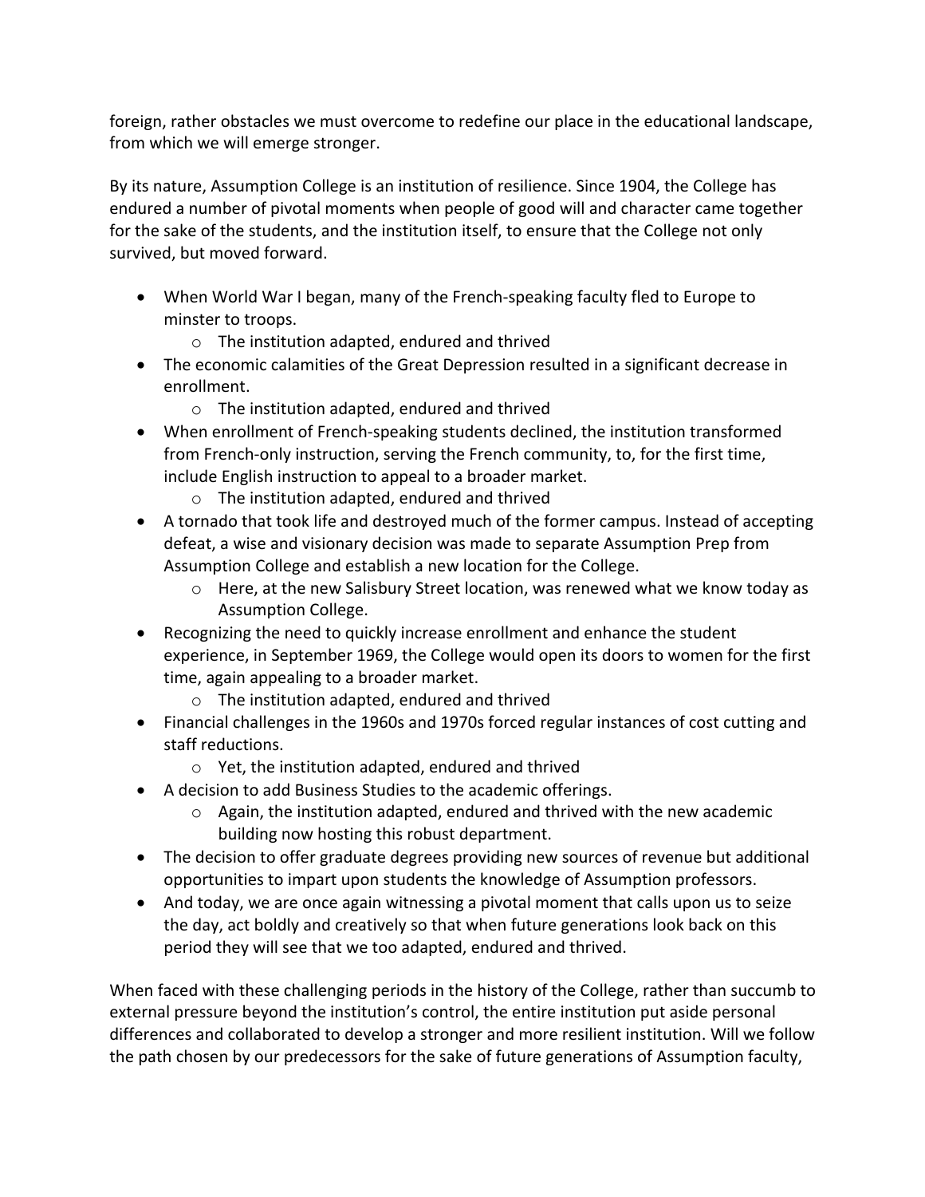foreign, rather obstacles we must overcome to redefine our place in the educational landscape, from which we will emerge stronger.

By its nature, Assumption College is an institution of resilience. Since 1904, the College has endured a number of pivotal moments when people of good will and character came together for the sake of the students, and the institution itself, to ensure that the College not only survived, but moved forward.

- When World War I began, many of the French-speaking faculty fled to Europe to minster to troops.
  - The institution adapted, endured and thrived
- The economic calamities of the Great Depression resulted in a significant decrease in enrollment.
  - The institution adapted, endured and thrived
- When enrollment of French-speaking students declined, the institution transformed from French-only instruction, serving the French community, to, for the first time, include English instruction to appeal to a broader market.
  - The institution adapted, endured and thrived
- A tornado that took life and destroyed much of the former campus. Instead of accepting defeat, a wise and visionary decision was made to separate Assumption Prep from Assumption College and establish a new location for the College.
  - Here, at the new Salisbury Street location, was renewed what we know today as Assumption College.
- Recognizing the need to quickly increase enrollment and enhance the student experience, in September 1969, the College would open its doors to women for the first time, again appealing to a broader market.
  - The institution adapted, endured and thrived
- Financial challenges in the 1960s and 1970s forced regular instances of cost cutting and staff reductions.
  - Yet, the institution adapted, endured and thrived
- A decision to add Business Studies to the academic offerings.
  - Again, the institution adapted, endured and thrived with the new academic building now hosting this robust department.
- The decision to offer graduate degrees providing new sources of revenue but additional opportunities to impart upon students the knowledge of Assumption professors.
- And today, we are once again witnessing a pivotal moment that calls upon us to seize the day, act boldly and creatively so that when future generations look back on this period they will see that we too adapted, endured and thrived.

When faced with these challenging periods in the history of the College, rather than succumb to external pressure beyond the institution's control, the entire institution put aside personal differences and collaborated to develop a stronger and more resilient institution. Will we follow the path chosen by our predecessors for the sake of future generations of Assumption faculty,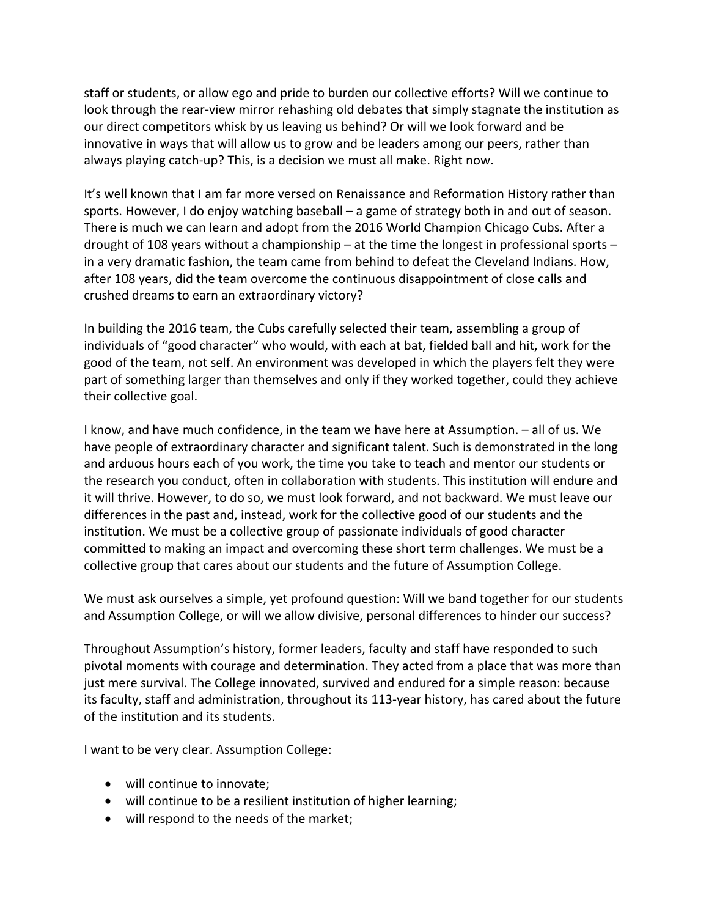staff or students, or allow ego and pride to burden our collective efforts? Will we continue to look through the rear-view mirror rehashing old debates that simply stagnate the institution as our direct competitors whisk by us leaving us behind? Or will we look forward and be innovative in ways that will allow us to grow and be leaders among our peers, rather than always playing catch-up? This, is a decision we must all make. Right now.

It's well known that I am far more versed on Renaissance and Reformation History rather than sports. However, I do enjoy watching baseball – a game of strategy both in and out of season. There is much we can learn and adopt from the 2016 World Champion Chicago Cubs. After a drought of 108 years without a championship – at the time the longest in professional sports – in a very dramatic fashion, the team came from behind to defeat the Cleveland Indians. How, after 108 years, did the team overcome the continuous disappointment of close calls and crushed dreams to earn an extraordinary victory?

In building the 2016 team, the Cubs carefully selected their team, assembling a group of individuals of "good character" who would, with each at bat, fielded ball and hit, work for the good of the team, not self. An environment was developed in which the players felt they were part of something larger than themselves and only if they worked together, could they achieve their collective goal.

I know, and have much confidence, in the team we have here at Assumption. – all of us. We have people of extraordinary character and significant talent. Such is demonstrated in the long and arduous hours each of you work, the time you take to teach and mentor our students or the research you conduct, often in collaboration with students. This institution will endure and it will thrive. However, to do so, we must look forward, and not backward. We must leave our differences in the past and, instead, work for the collective good of our students and the institution. We must be a collective group of passionate individuals of good character committed to making an impact and overcoming these short term challenges. We must be a collective group that cares about our students and the future of Assumption College.

We must ask ourselves a simple, yet profound question: Will we band together for our students and Assumption College, or will we allow divisive, personal differences to hinder our success?

Throughout Assumption's history, former leaders, faculty and staff have responded to such pivotal moments with courage and determination. They acted from a place that was more than just mere survival. The College innovated, survived and endured for a simple reason: because its faculty, staff and administration, throughout its 113-year history, has cared about the future of the institution and its students.

I want to be very clear. Assumption College:

- will continue to innovate;
- will continue to be a resilient institution of higher learning;
- will respond to the needs of the market;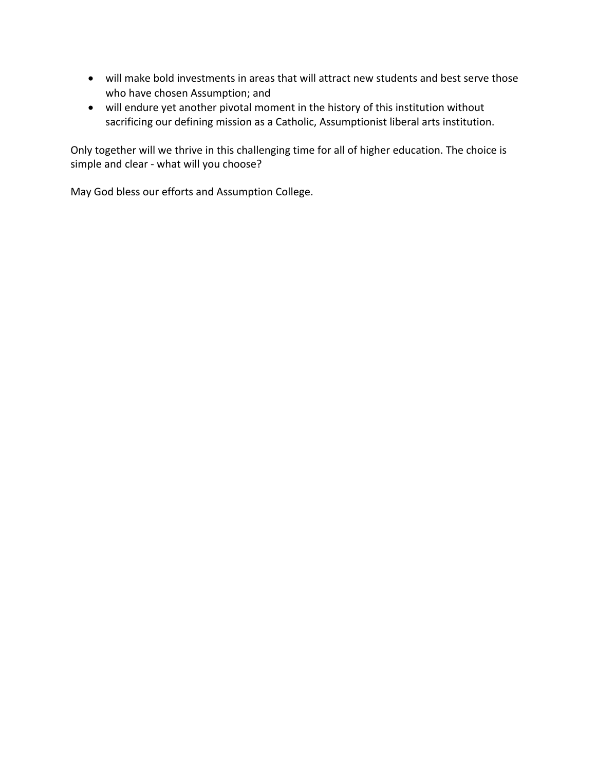- will make bold investments in areas that will attract new students and best serve those who have chosen Assumption; and
- will endure yet another pivotal moment in the history of this institution without sacrificing our defining mission as a Catholic, Assumptionist liberal arts institution.

Only together will we thrive in this challenging time for all of higher education. The choice is simple and clear - what will you choose?

May God bless our efforts and Assumption College.